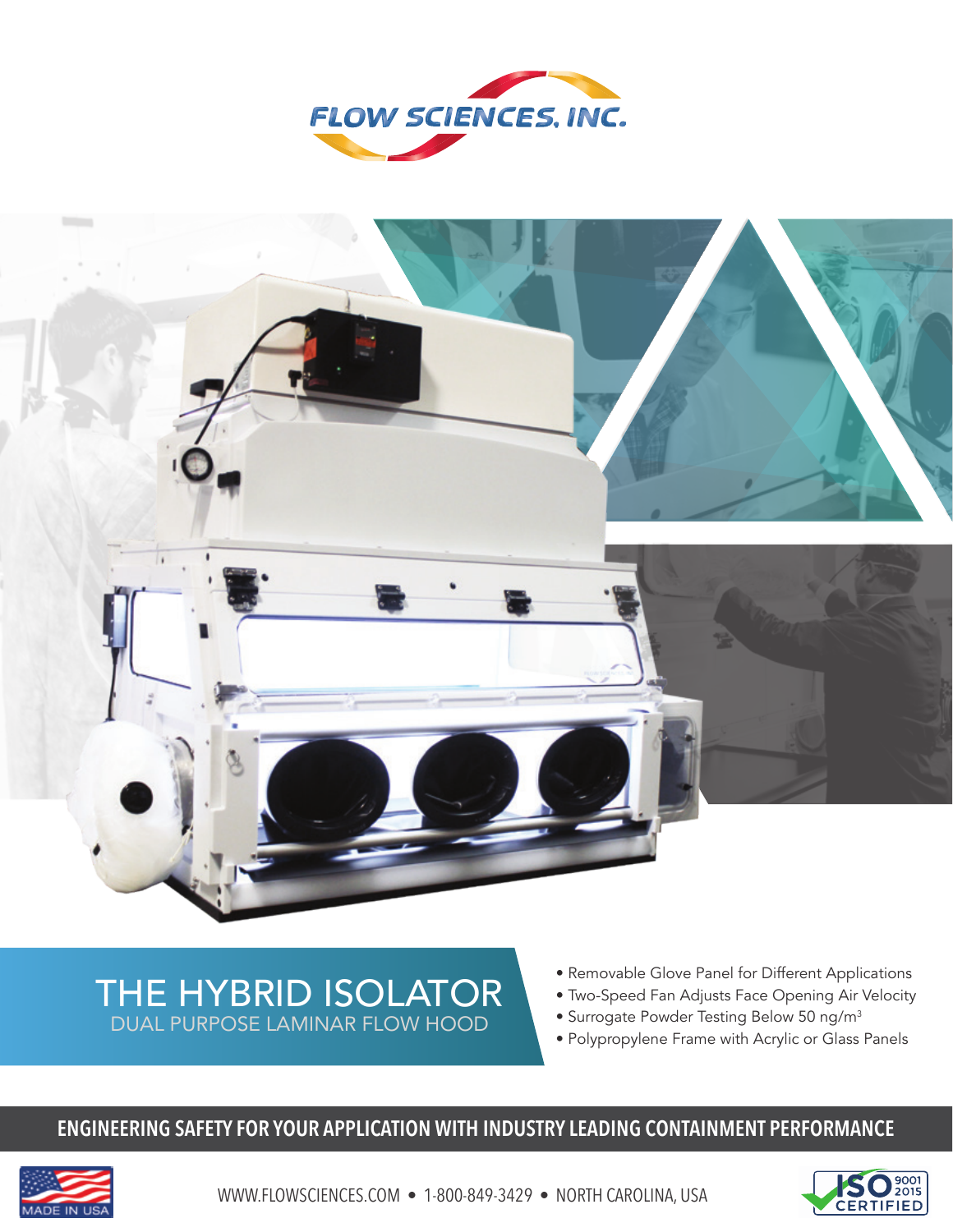FLOW SCIENCES, INC.

# THE HYBRID ISOLATOR

## DUAL PURPOSE LAMINAR FLOW HOOD

- Removable Glove Panel for Different Applications
- Two-Speed Fan Adjusts Face Opening Air Velocity
- Surrogate Powder Testing Below 50 ng/$m^3$
- Polypropylene Frame with Acrylic or Glass Panels

**ENGINEERING SAFETY FOR YOUR APPLICATION WITH INDUSTRY LEADING CONTAINMENT PERFORMANCE**

MADE IN USA

WWW.FLOWSCIENCES.COM • 1-800-849-3429 • NORTH CAROLINA, USA

ISO 9001 2015 CERTIFIED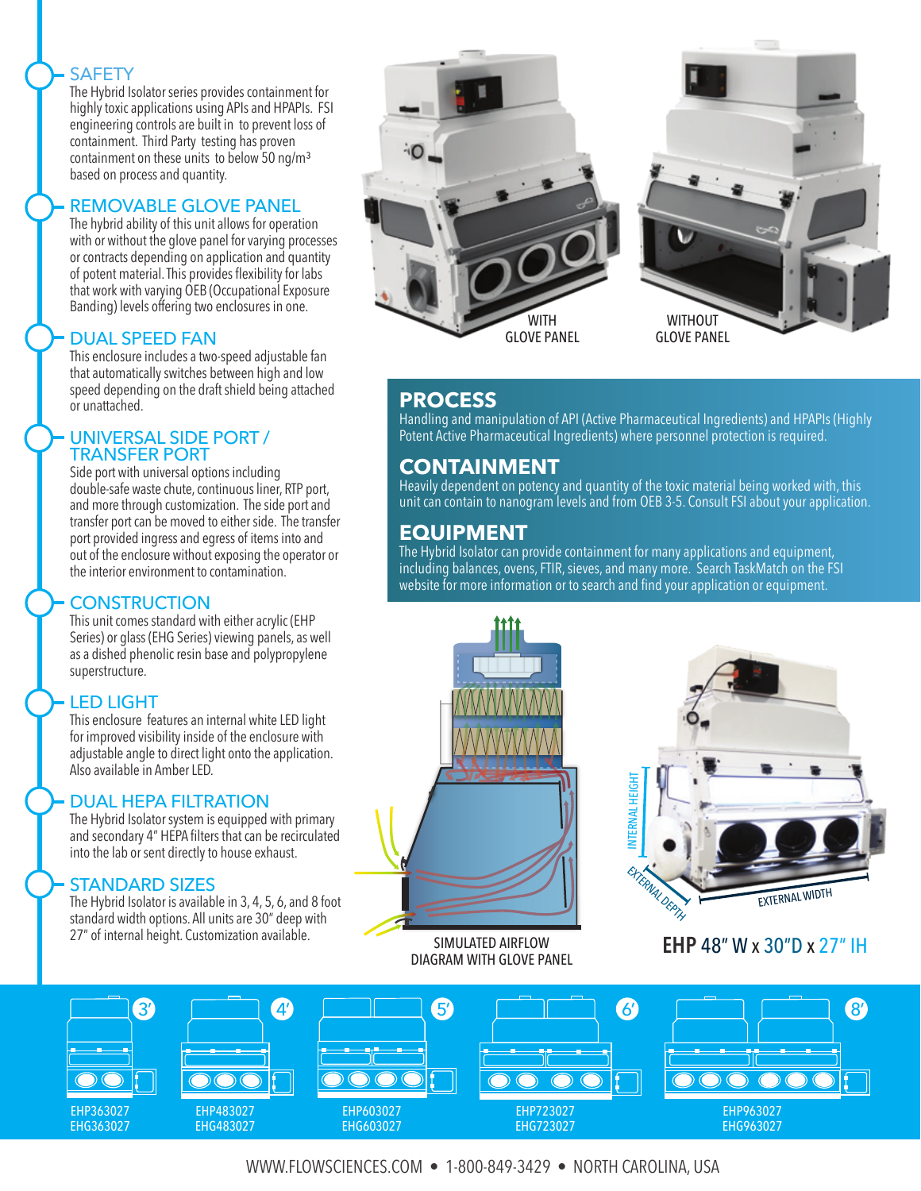## SAFETY

The Hybrid Isolator series provides containment for highly toxic applications using APIs and HPAPIs. FSI engineering controls are built in to prevent loss of containment. Third Party testing has proven containment on these units to below 50 ng/m³ based on process and quantity.

## REMOVABLE GLOVE PANEL

The hybrid ability of this unit allows for operation with or without the glove panel for varying processes or contracts depending on application and quantity of potent material. This provides flexibility for labs that work with varying OEB (Occupational Exposure Banding) levels offering two enclosures in one.

## DUAL SPEED FAN

This enclosure includes a two-speed adjustable fan that automatically switches between high and low speed depending on the draft shield being attached or unattached.

## UNIVERSAL SIDE PORT / TRANSFER PORT

Side port with universal options including double-safe waste chute, continuous liner, RTP port, and more through customization. The side port and transfer port can be moved to either side. The transfer port provided ingress and egress of items into and out of the enclosure without exposing the operator or the interior environment to contamination.

## CONSTRUCTION

This unit comes standard with either acrylic (EHP Series) or glass (EHG Series) viewing panels, as well as a dished phenolic resin base and polypropylene superstructure.

## LED LIGHT

This enclosure features an internal white LED light for improved visibility inside of the enclosure with adjustable angle to direct light onto the application. Also available in Amber LED.

## DUAL HEPA FILTRATION

The Hybrid Isolator system is equipped with primary and secondary 4" HEPA filters that can be recirculated into the lab or sent directly to house exhaust.

## STANDARD SIZES

The Hybrid Isolator is available in 3, 4, 5, 6, and 8 foot standard width options. All units are 30" deep with 27" of internal height. Customization available.

WITH GLOVE PANEL

WITHOUT GLOVE PANEL

## PROCESS

Handling and manipulation of API (Active Pharmaceutical Ingredients) and HPAPIs (Highly Potent Active Pharmaceutical Ingredients) where personnel protection is required.

## CONTAINMENT

Heavily dependent on potency and quantity of the toxic material being worked with, this unit can contain to nanogram levels and from OEB 3-5. Consult FSI about your application.

## EQUIPMENT

The Hybrid Isolator can provide containment for many applications and equipment, including balances, ovens, FTIR, sieves, and many more. Search TaskMatch on the FSI website for more information or to search and find your application or equipment.

SIMULATED AIRFLOW DIAGRAM WITH GLOVE PANEL

INTERNAL HEIGHT

EXTERNAL DEPTH

EXTERNAL WIDTH

**EHP** 48" W x 30"D x 27" IH

3′
EHP363027
EHG363027

4′
EHP483027
EHG483027

5′
EHP603027
EHG603027

6′
EHP723027
EHG723027

8′
EHP963027
EHG963027

WWW.FLOWSCIENCES.COM • 1-800-849-3429 • NORTH CAROLINA, USA